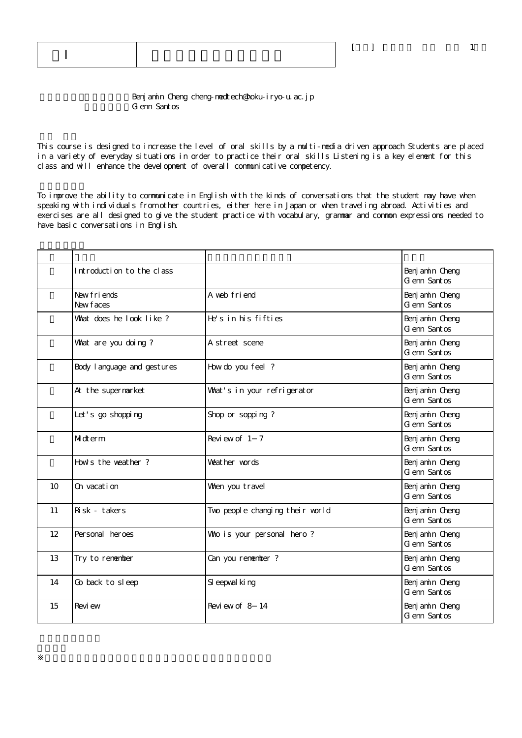| I | |
|---|---|

Benjamin Cheng cheng-medtech@hoku-iryo-u.ac.jp
Glenn Santos

This course is designed to increase the level of oral skills by a multi-media driven approach Students are placed in a variety of everyday situations in order to practice their oral skills Listening is a key element for this class and will enhance the development of overall communicative competency.

To improve the ability to communicate in English with the kinds of conversations that the student may have when speaking with individuals from other countries, either here in Japan or when traveling abroad. Activities and exercises are all designed to give the student practice with vocabulary, grammar and common expressions needed to have basic conversations in English.

| | | | |
|---|---|---|---|
| | Introduction to the class | | Benjamin Cheng<br>Glenn Santos |
| | New friends<br>New faces | A web friend | Benjamin Cheng<br>Glenn Santos |
| | What does he look like ? | He's in his fifties | Benjamin Cheng<br>Glenn Santos |
| | What are you doing ? | A street scene | Benjamin Cheng<br>Glenn Santos |
| | Body language and gestures | How do you feel ? | Benjamin Cheng<br>Glenn Santos |
| | At the supermarket | What's in your refrigerator | Benjamin Cheng<br>Glenn Santos |
| | Let's go shopping | Shop or sopping ? | Benjamin Cheng<br>Glenn Santos |
| | Midterm | Review of 1－7 | Benjamin Cheng<br>Glenn Santos |
| | How's the weather ? | Weather words | Benjamin Cheng<br>Glenn Santos |
| 10 | On vacation | When you travel | Benjamin Cheng<br>Glenn Santos |
| 11 | Risk - takers | Two people changing their world | Benjamin Cheng<br>Glenn Santos |
| 12 | Personal heroes | Who is your personal hero ? | Benjamin Cheng<br>Glenn Santos |
| 13 | Try to remember | Can you remember ? | Benjamin Cheng<br>Glenn Santos |
| 14 | Go back to sleep | Sleepwalking | Benjamin Cheng<br>Glenn Santos |
| 15 | Review | Review of 8－14 | Benjamin Cheng<br>Glenn Santos |

※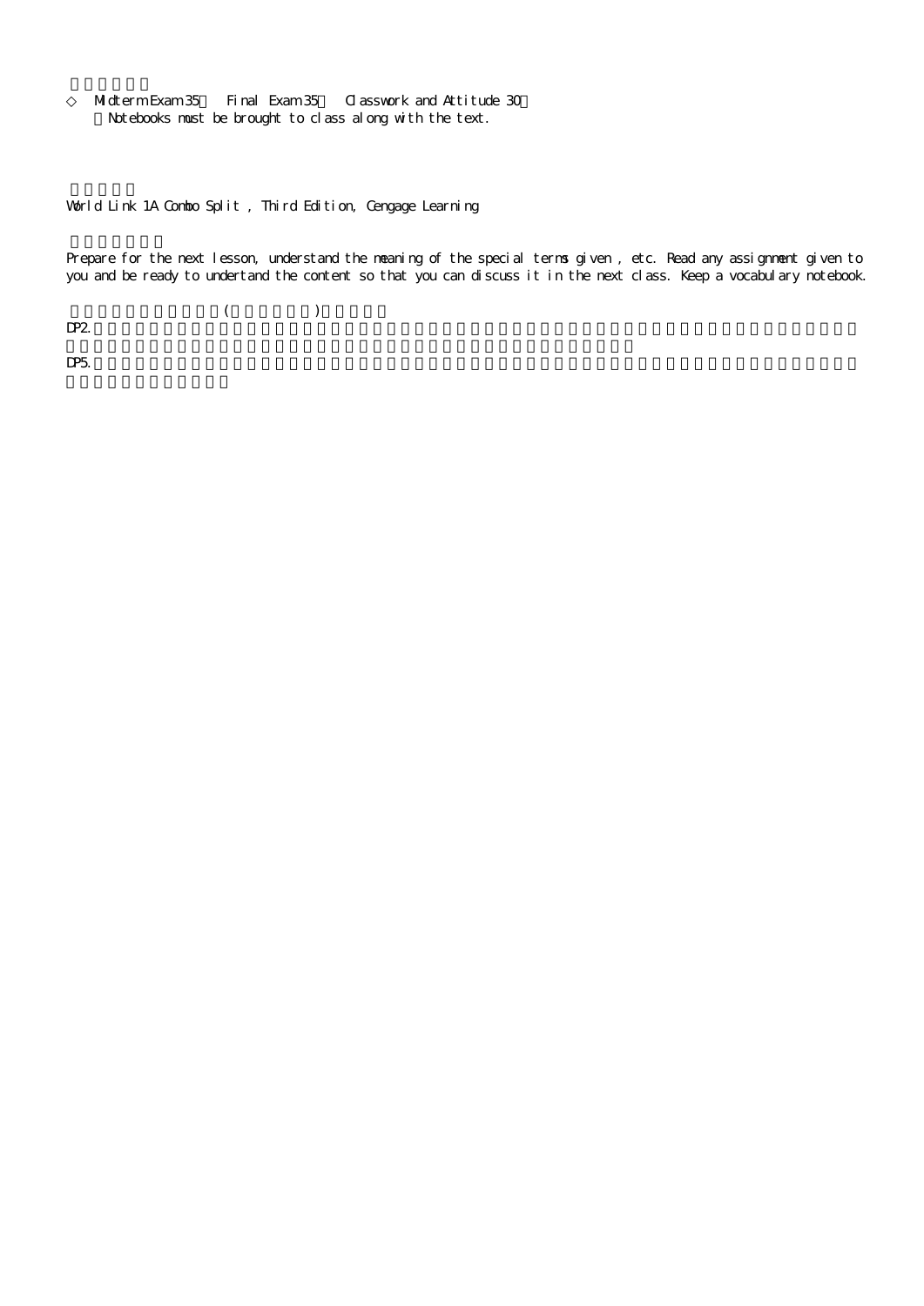◇ Midterm Exam 35 Final Exam 35 Classwork and Attitude 30

Notebooks must be brought to class along with the text.

World Link 1A Combo Split , Third Edition, Cengage Learning

Prepare for the next lesson, understand the meaning of the special terms given , etc. Read any assignment given to you and be ready to undertand the content so that you can discuss it in the next class. Keep a vocabulary notebook.

( )

DP2.

DP5.